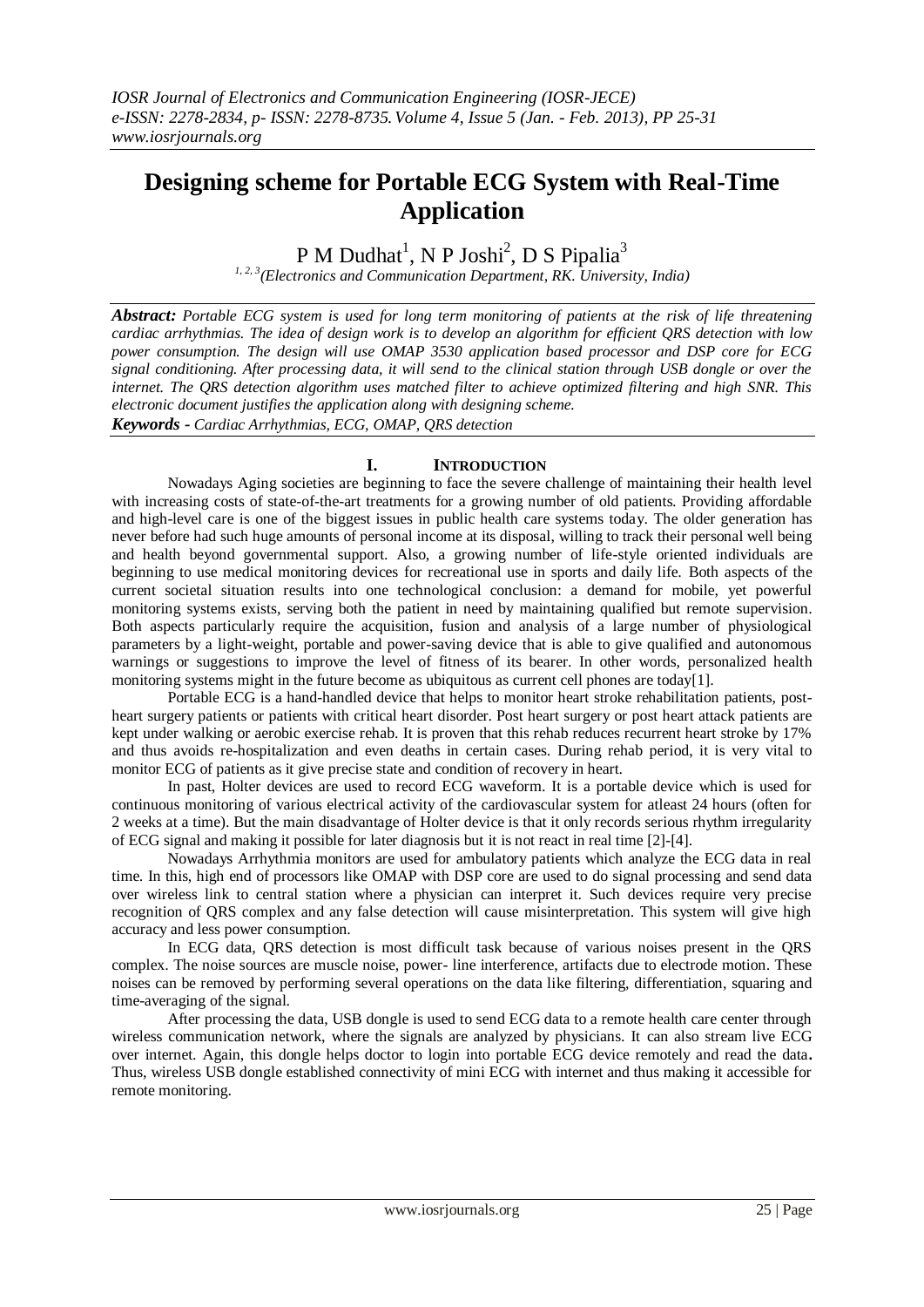# Designing scheme for Portable ECG System with Real-Time Application

P M Dudhat[1], N P Joshi[2], D S Pipalia[3]

[1, 2, 3](Electronics and Communication Department, RK. University, India)

***Abstract:*** *Portable ECG system is used for long term monitoring of patients at the risk of life threatening cardiac arrhythmias. The idea of design work is to develop an algorithm for efficient QRS detection with low power consumption. The design will use OMAP 3530 application based processor and DSP core for ECG signal conditioning. After processing data, it will send to the clinical station through USB dongle or over the internet. The QRS detection algorithm uses matched filter to achieve optimized filtering and high SNR. This electronic document justifies the application along with designing scheme.*

***Keywords -*** *Cardiac Arrhythmias, ECG, OMAP, QRS detection*

## I. Introduction

Nowadays Aging societies are beginning to face the severe challenge of maintaining their health level with increasing costs of state-of-the-art treatments for a growing number of old patients. Providing affordable and high-level care is one of the biggest issues in public health care systems today. The older generation has never before had such huge amounts of personal income at its disposal, willing to track their personal well being and health beyond governmental support. Also, a growing number of life-style oriented individuals are beginning to use medical monitoring devices for recreational use in sports and daily life. Both aspects of the current societal situation results into one technological conclusion: a demand for mobile, yet powerful monitoring systems exists, serving both the patient in need by maintaining qualified but remote supervision. Both aspects particularly require the acquisition, fusion and analysis of a large number of physiological parameters by a light-weight, portable and power-saving device that is able to give qualified and autonomous warnings or suggestions to improve the level of fitness of its bearer. In other words, personalized health monitoring systems might in the future become as ubiquitous as current cell phones are today[1].

Portable ECG is a hand-handled device that helps to monitor heart stroke rehabilitation patients, post-heart surgery patients or patients with critical heart disorder. Post heart surgery or post heart attack patients are kept under walking or aerobic exercise rehab. It is proven that this rehab reduces recurrent heart stroke by 17% and thus avoids re-hospitalization and even deaths in certain cases. During rehab period, it is very vital to monitor ECG of patients as it give precise state and condition of recovery in heart.

In past, Holter devices are used to record ECG waveform. It is a portable device which is used for continuous monitoring of various electrical activity of the cardiovascular system for atleast 24 hours (often for 2 weeks at a time). But the main disadvantage of Holter device is that it only records serious rhythm irregularity of ECG signal and making it possible for later diagnosis but it is not react in real time [2]-[4].

Nowadays Arrhythmia monitors are used for ambulatory patients which analyze the ECG data in real time. In this, high end of processors like OMAP with DSP core are used to do signal processing and send data over wireless link to central station where a physician can interpret it. Such devices require very precise recognition of QRS complex and any false detection will cause misinterpretation. This system will give high accuracy and less power consumption.

In ECG data, QRS detection is most difficult task because of various noises present in the QRS complex. The noise sources are muscle noise, power- line interference, artifacts due to electrode motion. These noises can be removed by performing several operations on the data like filtering, differentiation, squaring and time-averaging of the signal.

After processing the data, USB dongle is used to send ECG data to a remote health care center through wireless communication network, where the signals are analyzed by physicians. It can also stream live ECG over internet. Again, this dongle helps doctor to login into portable ECG device remotely and read the data**.** Thus, wireless USB dongle established connectivity of mini ECG with internet and thus making it accessible for remote monitoring.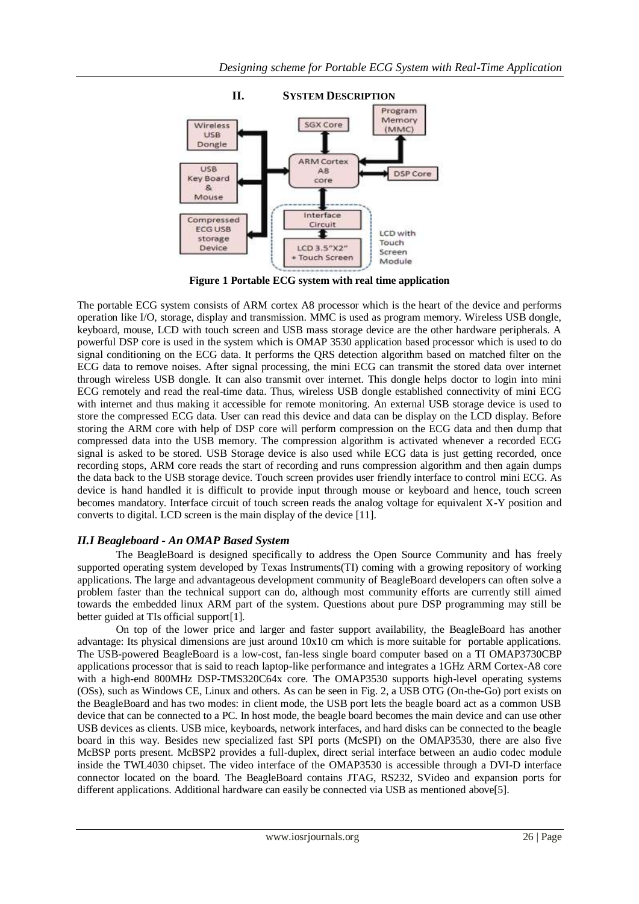## II. SYSTEM DESCRIPTION

Wireless USB Dongle

SGX Core

Program Memory (MMC)

ARM Cortex A8 core

DSP Core

USB Key Board & Mouse

Compressed ECG USB storage Device

Interface Circuit

LCD 3.5"X2" + Touch Screen

LCD with Touch Screen Module

**Figure 1 Portable ECG system with real time application**

The portable ECG system consists of ARM cortex A8 processor which is the heart of the device and performs operation like I/O, storage, display and transmission. MMC is used as program memory. Wireless USB dongle, keyboard, mouse, LCD with touch screen and USB mass storage device are the other hardware peripherals. A powerful DSP core is used in the system which is OMAP 3530 application based processor which is used to do signal conditioning on the ECG data. It performs the QRS detection algorithm based on matched filter on the ECG data to remove noises. After signal processing, the mini ECG can transmit the stored data over internet through wireless USB dongle. It can also transmit over internet. This dongle helps doctor to login into mini ECG remotely and read the real-time data. Thus, wireless USB dongle established connectivity of mini ECG with internet and thus making it accessible for remote monitoring. An external USB storage device is used to store the compressed ECG data. User can read this device and data can be display on the LCD display. Before storing the ARM core with help of DSP core will perform compression on the ECG data and then dump that compressed data into the USB memory. The compression algorithm is activated whenever a recorded ECG signal is asked to be stored. USB Storage device is also used while ECG data is just getting recorded, once recording stops, ARM core reads the start of recording and runs compression algorithm and then again dumps the data back to the USB storage device. Touch screen provides user friendly interface to control mini ECG. As device is hand handled it is difficult to provide input through mouse or keyboard and hence, touch screen becomes mandatory. Interface circuit of touch screen reads the analog voltage for equivalent X-Y position and converts to digital. LCD screen is the main display of the device [11].

### *II.I Beagleboard - An OMAP Based System*

The BeagleBoard is designed specifically to address the Open Source Community and has freely supported operating system developed by Texas Instruments(TI) coming with a growing repository of working applications. The large and advantageous development community of BeagleBoard developers can often solve a problem faster than the technical support can do, although most community efforts are currently still aimed towards the embedded linux ARM part of the system. Questions about pure DSP programming may still be better guided at TIs official support[1].

On top of the lower price and larger and faster support availability, the BeagleBoard has another advantage: Its physical dimensions are just around 10x10 cm which is more suitable for portable applications. The USB-powered BeagleBoard is a low-cost, fan-less single board computer based on a TI OMAP3730CBP applications processor that is said to reach laptop-like performance and integrates a 1GHz ARM Cortex-A8 core with a high-end 800MHz DSP-TMS320C64x core. The OMAP3530 supports high-level operating systems (OSs), such as Windows CE, Linux and others. As can be seen in Fig. 2, a USB OTG (On-the-Go) port exists on the BeagleBoard and has two modes: in client mode, the USB port lets the beagle board act as a common USB device that can be connected to a PC. In host mode, the beagle board becomes the main device and can use other USB devices as clients. USB mice, keyboards, network interfaces, and hard disks can be connected to the beagle board in this way. Besides new specialized fast SPI ports (McSPI) on the OMAP3530, there are also five McBSP ports present. McBSP2 provides a full-duplex, direct serial interface between an audio codec module inside the TWL4030 chipset. The video interface of the OMAP3530 is accessible through a DVI-D interface connector located on the board. The BeagleBoard contains JTAG, RS232, SVideo and expansion ports for different applications. Additional hardware can easily be connected via USB as mentioned above[5].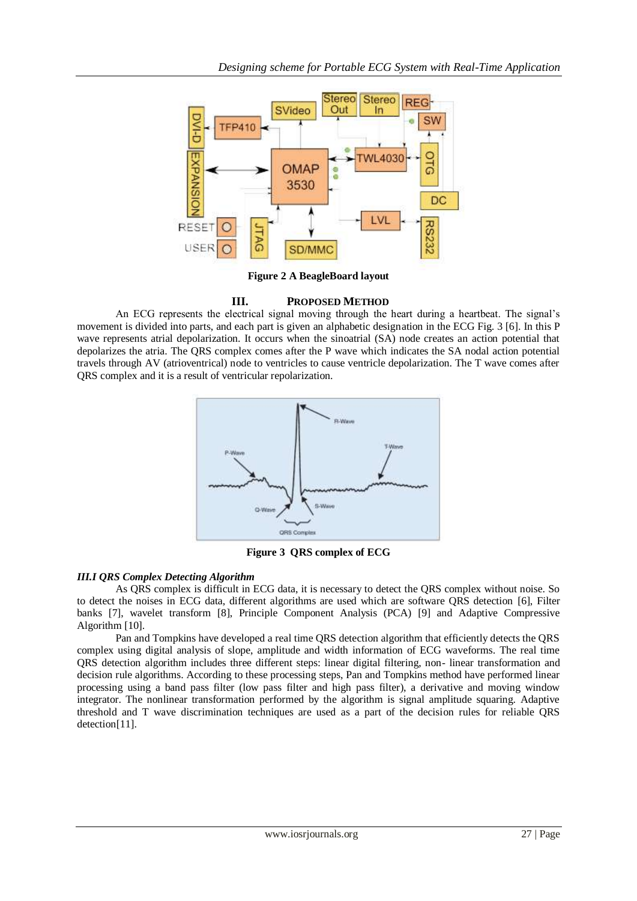DVI-D
TFP410
SVideo
Stereo Out
Stereo In
REG
SW
EXPANSION
OMAP 3530
TWL4030
OTG
DC
RESET
USER
JTAG
SD/MMC
LVL
RS232

**Figure 2 A BeagleBoard layout**

## III. PROPOSED METHOD

An ECG represents the electrical signal moving through the heart during a heartbeat. The signal's movement is divided into parts, and each part is given an alphabetic designation in the ECG Fig. 3 [6]. In this P wave represents atrial depolarization. It occurs when the sinoatrial (SA) node creates an action potential that depolarizes the atria. The QRS complex comes after the P wave which indicates the SA nodal action potential travels through AV (atrioventrical) node to ventricles to cause ventricle depolarization. The T wave comes after QRS complex and it is a result of ventricular repolarization.

R-Wave
P-Wave
T-Wave
Q-Wave
S-Wave
QRS Complex

**Figure 3 QRS complex of ECG**

### *III.I QRS Complex Detecting Algorithm*

As QRS complex is difficult in ECG data, it is necessary to detect the QRS complex without noise. So to detect the noises in ECG data, different algorithms are used which are software QRS detection [6], Filter banks [7], wavelet transform [8], Principle Component Analysis (PCA) [9] and Adaptive Compressive Algorithm [10].

Pan and Tompkins have developed a real time QRS detection algorithm that efficiently detects the QRS complex using digital analysis of slope, amplitude and width information of ECG waveforms. The real time QRS detection algorithm includes three different steps: linear digital filtering, non- linear transformation and decision rule algorithms. According to these processing steps, Pan and Tompkins method have performed linear processing using a band pass filter (low pass filter and high pass filter), a derivative and moving window integrator. The nonlinear transformation performed by the algorithm is signal amplitude squaring. Adaptive threshold and T wave discrimination techniques are used as a part of the decision rules for reliable QRS detection[11].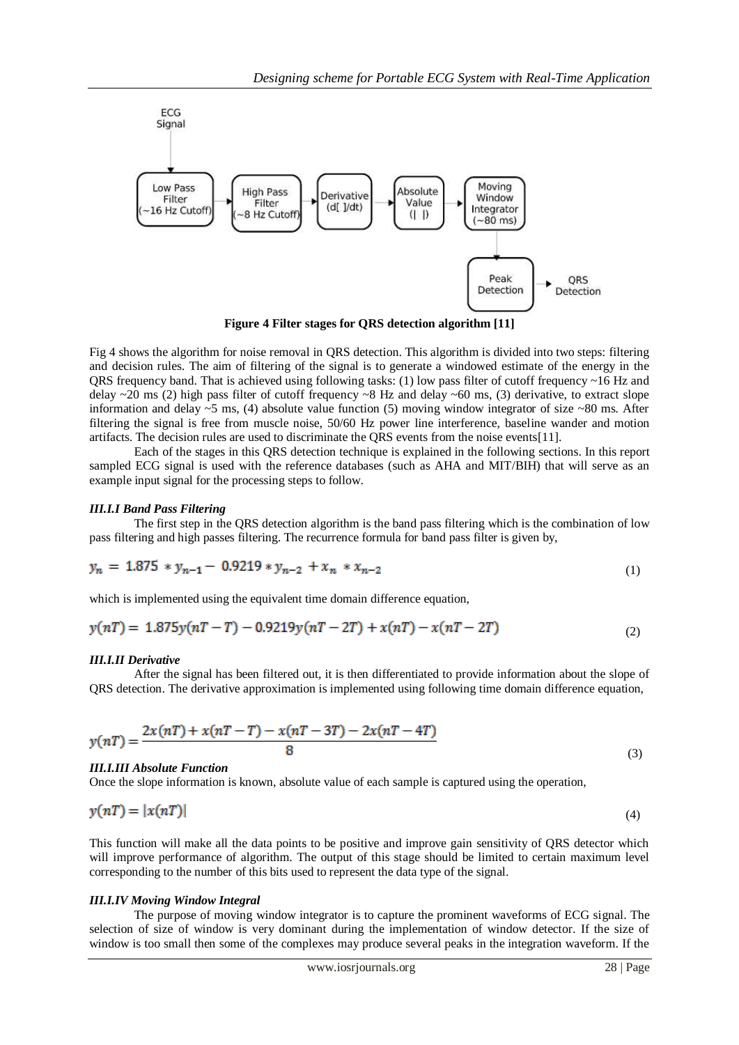ECG Signal

Low Pass Filter (~16 Hz Cutoff)

High Pass Filter (~8 Hz Cutoff)

Derivative (d[ ]/dt)

Absolute Value (| |)

Moving Window Integrator (~80 ms)

Peak Detection

QRS Detection

**Figure 4 Filter stages for QRS detection algorithm [11]**

Fig 4 shows the algorithm for noise removal in QRS detection. This algorithm is divided into two steps: filtering and decision rules. The aim of filtering of the signal is to generate a windowed estimate of the energy in the QRS frequency band. That is achieved using following tasks: (1) low pass filter of cutoff frequency ~16 Hz and delay ~20 ms (2) high pass filter of cutoff frequency ~8 Hz and delay ~60 ms, (3) derivative, to extract slope information and delay ~5 ms, (4) absolute value function (5) moving window integrator of size ~80 ms. After filtering the signal is free from muscle noise, 50/60 Hz power line interference, baseline wander and motion artifacts. The decision rules are used to discriminate the QRS events from the noise events[11].

Each of the stages in this QRS detection technique is explained in the following sections. In this report sampled ECG signal is used with the reference databases (such as AHA and MIT/BIH) that will serve as an example input signal for the processing steps to follow.

### *III.I.I Band Pass Filtering*

The first step in the QRS detection algorithm is the band pass filtering which is the combination of low pass filtering and high passes filtering. The recurrence formula for band pass filter is given by,

$$y_n = 1.875 * y_{n-1} - 0.9219 * y_{n-2} + x_n * x_{n-2} \tag{1}$$

which is implemented using the equivalent time domain difference equation,

$$y(nT) = 1.875y(nT-T) - 0.9219y(nT-2T) + x(nT) - x(nT-2T) \tag{2}$$

### *III.I.II Derivative*

After the signal has been filtered out, it is then differentiated to provide information about the slope of QRS detection. The derivative approximation is implemented using following time domain difference equation,

$$y(nT) = \frac{2x(nT) + x(nT-T) - x(nT-3T) - 2x(nT-4T)}{8} \tag{3}$$

### *III.I.III Absolute Function*

Once the slope information is known, absolute value of each sample is captured using the operation,

$$y(nT) = |x(nT)| \tag{4}$$

This function will make all the data points to be positive and improve gain sensitivity of QRS detector which will improve performance of algorithm. The output of this stage should be limited to certain maximum level corresponding to the number of this bits used to represent the data type of the signal.

### *III.I.IV Moving Window Integral*

The purpose of moving window integrator is to capture the prominent waveforms of ECG signal. The selection of size of window is very dominant during the implementation of window detector. If the size of window is too small then some of the complexes may produce several peaks in the integration waveform. If the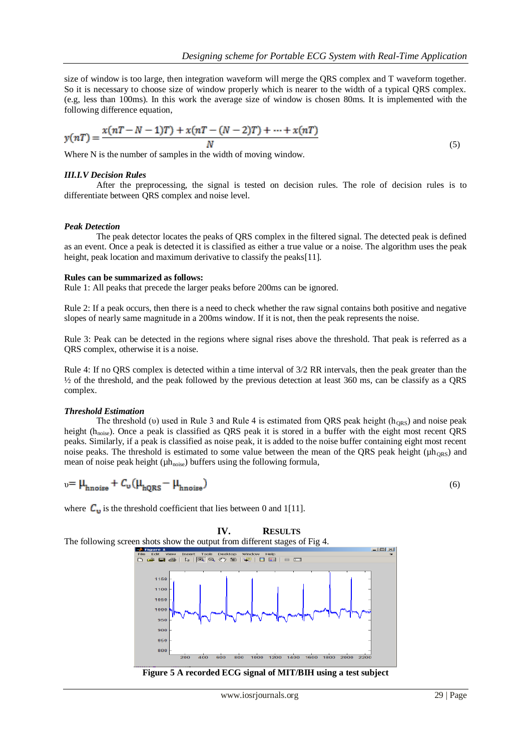size of window is too large, then integration waveform will merge the QRS complex and T waveform together. So it is necessary to choose size of window properly which is nearer to the width of a typical QRS complex. (e.g, less than 100ms). In this work the average size of window is chosen 80ms. It is implemented with the following difference equation,

$$y(nT) = \frac{x(nT - N - 1)T) + x(nT - (N-2)T) + \cdots + x(nT)}{N} \tag{5}$$

Where N is the number of samples in the width of moving window.

### *III.I.V Decision Rules*

After the preprocessing, the signal is tested on decision rules. The role of decision rules is to differentiate between QRS complex and noise level.

### *Peak Detection*

The peak detector locates the peaks of QRS complex in the filtered signal. The detected peak is defined as an event. Once a peak is detected it is classified as either a true value or a noise. The algorithm uses the peak height, peak location and maximum derivative to classify the peaks[11].

**Rules can be summarized as follows:**

Rule 1: All peaks that precede the larger peaks before 200ms can be ignored.

Rule 2: If a peak occurs, then there is a need to check whether the raw signal contains both positive and negative slopes of nearly same magnitude in a 200ms window. If it is not, then the peak represents the noise.

Rule 3: Peak can be detected in the regions where signal rises above the threshold. That peak is referred as a QRS complex, otherwise it is a noise.

Rule 4: If no QRS complex is detected within a time interval of 3/2 RR intervals, then the peak greater than the ½ of the threshold, and the peak followed by the previous detection at least 360 ms, can be classify as a QRS complex.

### *Threshold Estimation*

The threshold (υ) used in Rule 3 and Rule 4 is estimated from QRS peak height ($h_{QRS}$) and noise peak height ($h_{noise}$). Once a peak is classified as QRS peak it is stored in a buffer with the eight most recent QRS peaks. Similarly, if a peak is classified as noise peak, it is added to the noise buffer containing eight most recent noise peaks. The threshold can be set to some value between the mean of the QRS peak height ($\mu h_{QRS}$) and mean of noise peak height ($\mu h_{noise}$) buffers using the following formula,

$$\upsilon = \mu_{hnoise} + C_{\upsilon}(\mu_{hQRS} - \mu_{hnoise}) \tag{6}$$

where $C_{\upsilon}$ is the threshold coefficient that lies between 0 and 1[11].

## IV. RESULTS

The following screen shots show the output from different stages of Fig 4.

1150
1100
1050
1000
950
900
850
800
200 400 600 800 1000 1200 1400 1600 1800 2000 2200

**Figure 5 A recorded ECG signal of MIT/BIH using a test subject**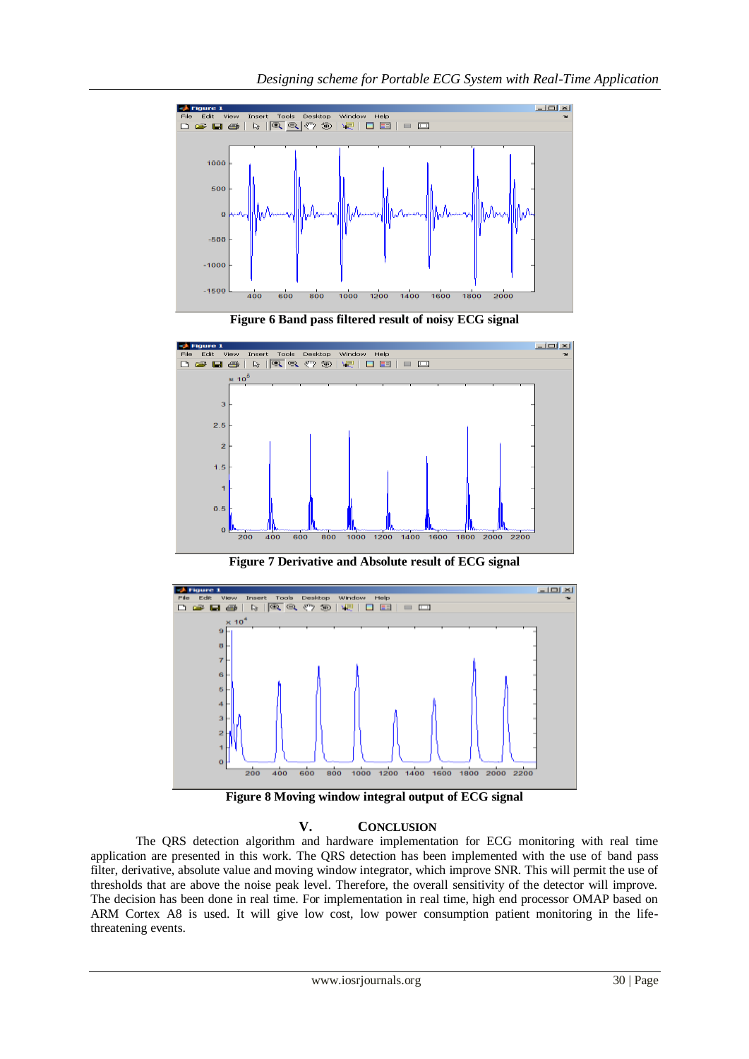Figure 1
File Edit View Insert Tools Desktop Window Help

1000
500
0
-500
-1000
-1500
400 600 800 1000 1200 1400 1600 1800 2000

**Figure 6 Band pass filtered result of noisy ECG signal**

Figure 1
File Edit View Insert Tools Desktop Window Help

x 10^5
3
2.5
2
1.5
1
0.5
0
200 400 600 800 1000 1200 1400 1600 1800 2000 2200

**Figure 7 Derivative and Absolute result of ECG signal**

Figure 1
File Edit View Insert Tools Desktop Window Help

x 10^4
9
8
7
6
5
4
3
2
1
0
200 400 600 800 1000 1200 1400 1600 1800 2000 2200

**Figure 8 Moving window integral output of ECG signal**

## V. CONCLUSION

The QRS detection algorithm and hardware implementation for ECG monitoring with real time application are presented in this work. The QRS detection has been implemented with the use of band pass filter, derivative, absolute value and moving window integrator, which improve SNR. This will permit the use of thresholds that are above the noise peak level. Therefore, the overall sensitivity of the detector will improve. The decision has been done in real time. For implementation in real time, high end processor OMAP based on ARM Cortex A8 is used. It will give low cost, low power consumption patient monitoring in the life-threatening events.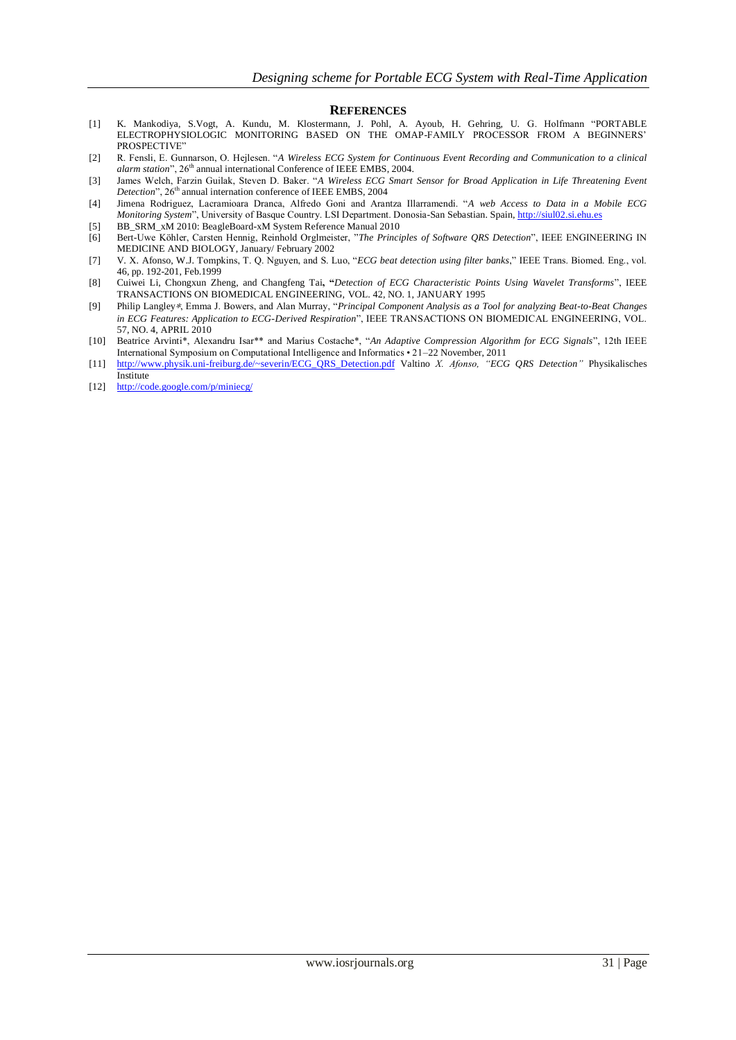## REFERENCES

[1] K. Mankodiya, S.Vogt, A. Kundu, M. Klostermann, J. Pohl, A. Ayoub, H. Gehring, U. G. Holfmann "PORTABLE ELECTROPHYSIOLOGIC MONITORING BASED ON THE OMAP-FAMILY PROCESSOR FROM A BEGINNERS' PROSPECTIVE"

[2] R. Fensli, E. Gunnarson, O. Hejlesen. "*A Wireless ECG System for Continuous Event Recording and Communication to a clinical alarm station*", 26th annual international Conference of IEEE EMBS, 2004.

[3] James Welch, Farzin Guilak, Steven D. Baker. "*A Wireless ECG Smart Sensor for Broad Application in Life Threatening Event Detection*", 26th annual internation conference of IEEE EMBS, 2004

[4] Jimena Rodriguez, Lacramioara Dranca, Alfredo Goni and Arantza Illarramendi. "*A web Access to Data in a Mobile ECG Monitoring System*", University of Basque Country. LSI Department. Donosia-San Sebastian. Spain, http://siul02.si.ehu.es

[5] BB_SRM_xM 2010: BeagleBoard-xM System Reference Manual 2010

[6] Bert-Uwe Köhler, Carsten Hennig, Reinhold Orglmeister, "*The Principles of Software QRS Detection*", IEEE ENGINEERING IN MEDICINE AND BIOLOGY, January/ February 2002

[7] V. X. Afonso, W.J. Tompkins, T. Q. Nguyen, and S. Luo, "*ECG beat detection using filter banks*," IEEE Trans. Biomed. Eng., vol. 46, pp. 192-201, Feb.1999

[8] Cuiwei Li, Chongxun Zheng, and Changfeng Tai**,** **"***Detection of ECG Characteristic Points Using Wavelet Transforms*", IEEE TRANSACTIONS ON BIOMEDICAL ENGINEERING, VOL. 42, NO. 1, JANUARY 1995

[9] Philip Langley*, Emma J. Bowers, and Alan Murray, "*Principal Component Analysis as a Tool for analyzing Beat-to-Beat Changes in ECG Features: Application to ECG-Derived Respiration*", IEEE TRANSACTIONS ON BIOMEDICAL ENGINEERING, VOL. 57, NO. 4, APRIL 2010

[10] Beatrice Arvinti*, Alexandru Isar** and Marius Costache*, "*An Adaptive Compression Algorithm for ECG Signals*", 12th IEEE International Symposium on Computational Intelligence and Informatics • 21–22 November, 2011

[11] http://www.physik.uni-freiburg.de/~severin/ECG_QRS_Detection.pdf Valtino *X. Afonso, "ECG QRS Detection"* Physikalisches Institute

[12] http://code.google.com/p/miniecg/